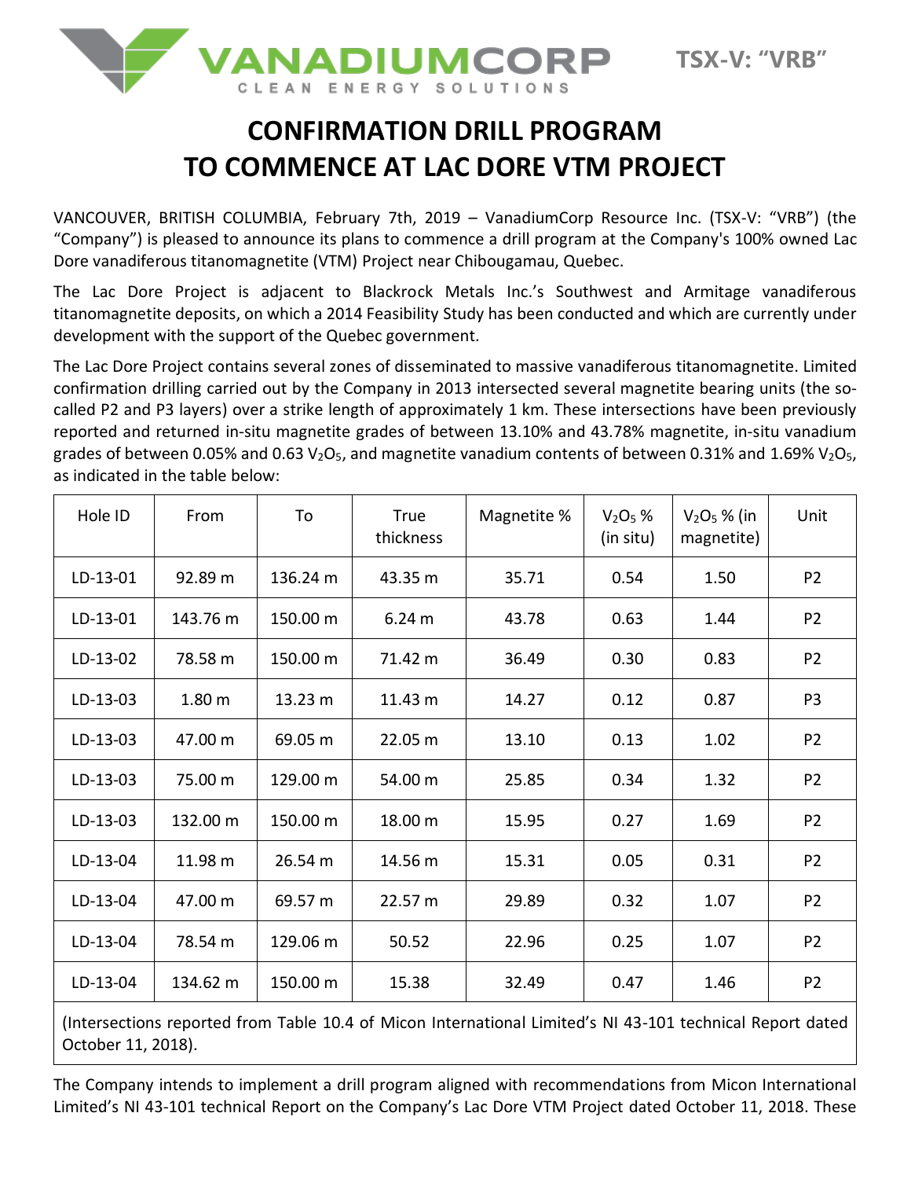VANADIUMCORP
CLEAN ENERGY SOLUTIONS

TSX-V: "VRB"

# CONFIRMATION DRILL PROGRAM TO COMMENCE AT LAC DORE VTM PROJECT

VANCOUVER, BRITISH COLUMBIA, February 7th, 2019 – VanadiumCorp Resource Inc. (TSX-V: "VRB") (the "Company") is pleased to announce its plans to commence a drill program at the Company's 100% owned Lac Dore vanadiferous titanomagnetite (VTM) Project near Chibougamau, Quebec.

The Lac Dore Project is adjacent to Blackrock Metals Inc.'s Southwest and Armitage vanadiferous titanomagnetite deposits, on which a 2014 Feasibility Study has been conducted and which are currently under development with the support of the Quebec government.

The Lac Dore Project contains several zones of disseminated to massive vanadiferous titanomagnetite. Limited confirmation drilling carried out by the Company in 2013 intersected several magnetite bearing units (the so-called P2 and P3 layers) over a strike length of approximately 1 km. These intersections have been previously reported and returned in-situ magnetite grades of between 13.10% and 43.78% magnetite, in-situ vanadium grades of between 0.05% and 0.63 $V_2O_5$, and magnetite vanadium contents of between 0.31% and 1.69% $V_2O_5$, as indicated in the table below:

| Hole ID | From | To | True thickness | Magnetite % | $V_2O_5$ % (in situ) | $V_2O_5$ % (in magnetite) | Unit |
|---|---|---|---|---|---|---|---|
| LD-13-01 | 92.89 m | 136.24 m | 43.35 m | 35.71 | 0.54 | 1.50 | P2 |
| LD-13-01 | 143.76 m | 150.00 m | 6.24 m | 43.78 | 0.63 | 1.44 | P2 |
| LD-13-02 | 78.58 m | 150.00 m | 71.42 m | 36.49 | 0.30 | 0.83 | P2 |
| LD-13-03 | 1.80 m | 13.23 m | 11.43 m | 14.27 | 0.12 | 0.87 | P3 |
| LD-13-03 | 47.00 m | 69.05 m | 22.05 m | 13.10 | 0.13 | 1.02 | P2 |
| LD-13-03 | 75.00 m | 129.00 m | 54.00 m | 25.85 | 0.34 | 1.32 | P2 |
| LD-13-03 | 132.00 m | 150.00 m | 18.00 m | 15.95 | 0.27 | 1.69 | P2 |
| LD-13-04 | 11.98 m | 26.54 m | 14.56 m | 15.31 | 0.05 | 0.31 | P2 |
| LD-13-04 | 47.00 m | 69.57 m | 22.57 m | 29.89 | 0.32 | 1.07 | P2 |
| LD-13-04 | 78.54 m | 129.06 m | 50.52 | 22.96 | 0.25 | 1.07 | P2 |
| LD-13-04 | 134.62 m | 150.00 m | 15.38 | 32.49 | 0.47 | 1.46 | P2 |

(Intersections reported from Table 10.4 of Micon International Limited's NI 43-101 technical Report dated October 11, 2018).

The Company intends to implement a drill program aligned with recommendations from Micon International Limited's NI 43-101 technical Report on the Company's Lac Dore VTM Project dated October 11, 2018. These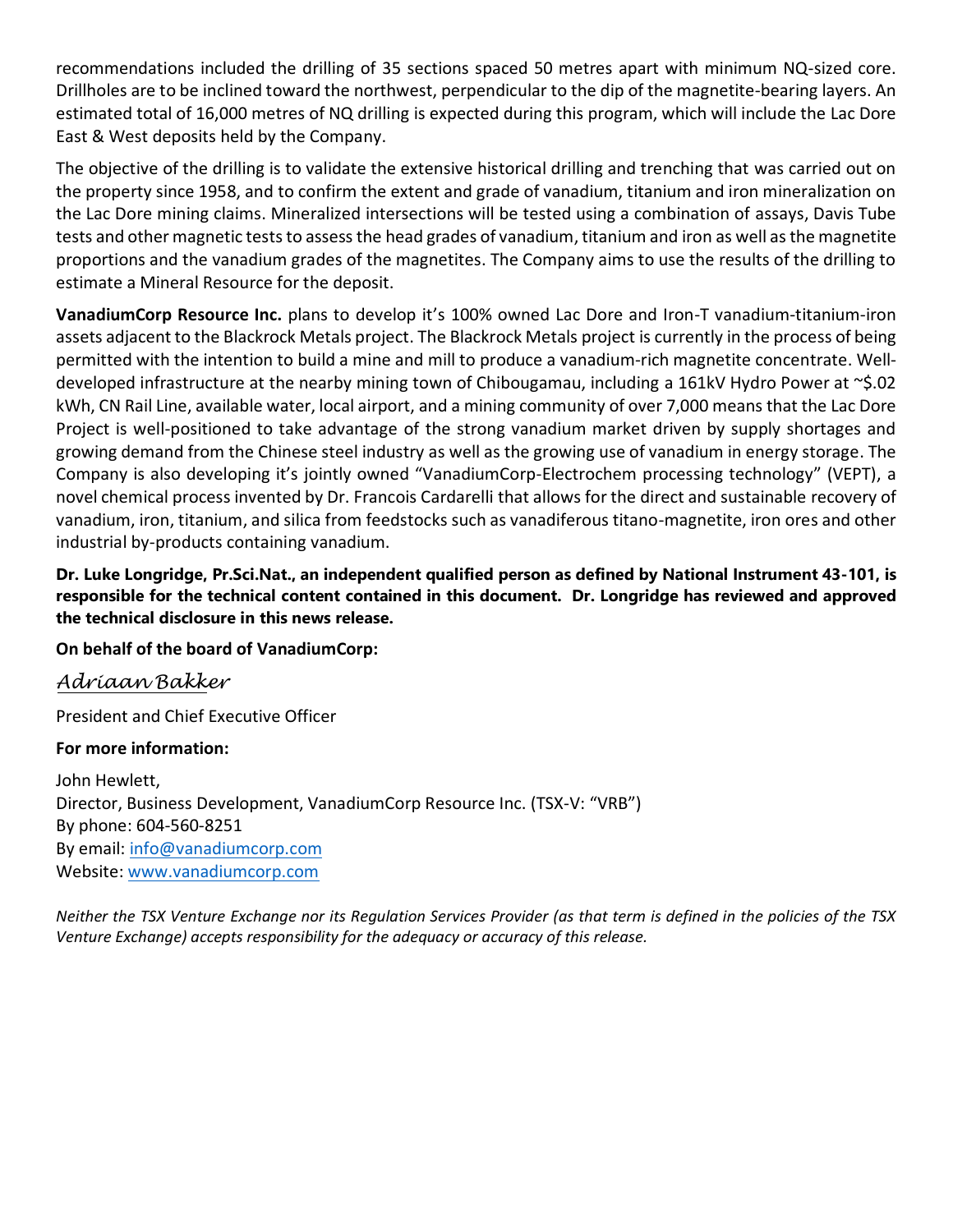recommendations included the drilling of 35 sections spaced 50 metres apart with minimum NQ-sized core. Drillholes are to be inclined toward the northwest, perpendicular to the dip of the magnetite-bearing layers. An estimated total of 16,000 metres of NQ drilling is expected during this program, which will include the Lac Dore East & West deposits held by the Company.

The objective of the drilling is to validate the extensive historical drilling and trenching that was carried out on the property since 1958, and to confirm the extent and grade of vanadium, titanium and iron mineralization on the Lac Dore mining claims. Mineralized intersections will be tested using a combination of assays, Davis Tube tests and other magnetic tests to assess the head grades of vanadium, titanium and iron as well as the magnetite proportions and the vanadium grades of the magnetites. The Company aims to use the results of the drilling to estimate a Mineral Resource for the deposit.

**VanadiumCorp Resource Inc.** plans to develop it's 100% owned Lac Dore and Iron-T vanadium-titanium-iron assets adjacent to the Blackrock Metals project. The Blackrock Metals project is currently in the process of being permitted with the intention to build a mine and mill to produce a vanadium-rich magnetite concentrate. Well-developed infrastructure at the nearby mining town of Chibougamau, including a 161kV Hydro Power at ~$.02 kWh, CN Rail Line, available water, local airport, and a mining community of over 7,000 means that the Lac Dore Project is well-positioned to take advantage of the strong vanadium market driven by supply shortages and growing demand from the Chinese steel industry as well as the growing use of vanadium in energy storage. The Company is also developing it's jointly owned "VanadiumCorp-Electrochem processing technology" (VEPT), a novel chemical process invented by Dr. Francois Cardarelli that allows for the direct and sustainable recovery of vanadium, iron, titanium, and silica from feedstocks such as vanadiferous titano-magnetite, iron ores and other industrial by-products containing vanadium.

**Dr. Luke Longridge, Pr.Sci.Nat., an independent qualified person as defined by National Instrument 43-101, is responsible for the technical content contained in this document. Dr. Longridge has reviewed and approved the technical disclosure in this news release.**

**On behalf of the board of VanadiumCorp:**

*Adriaan Bakker*

President and Chief Executive Officer

**For more information:**

John Hewlett,
Director, Business Development, VanadiumCorp Resource Inc. (TSX-V: "VRB")
By phone: 604-560-8251
By email: info@vanadiumcorp.com
Website: www.vanadiumcorp.com

*Neither the TSX Venture Exchange nor its Regulation Services Provider (as that term is defined in the policies of the TSX Venture Exchange) accepts responsibility for the adequacy or accuracy of this release.*